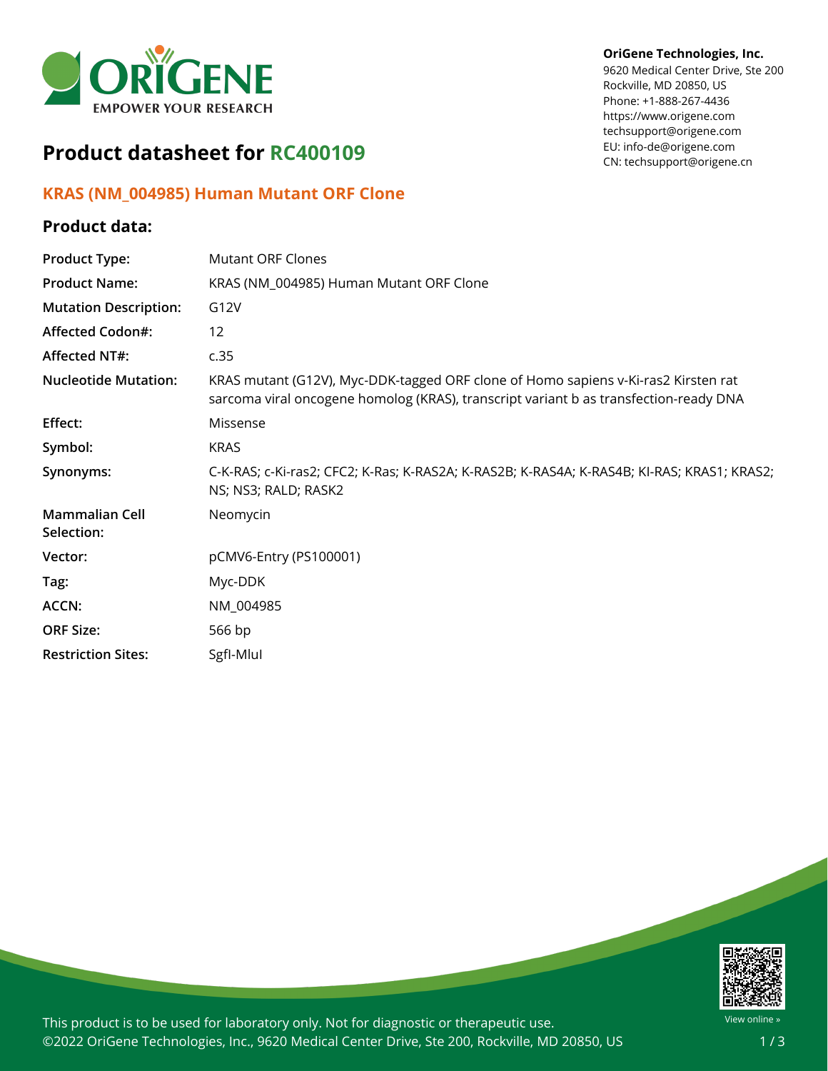OriGene Technologies, Inc.
9620 Medical Center Drive, Ste 200
Rockville, MD 20850, US
Phone: +1-888-267-4436
https://www.origene.com
techsupport@origene.com
EU: info-de@origene.com
CN: techsupport@origene.cn

# Product datasheet for RC400109

## KRAS (NM_004985) Human Mutant ORF Clone

### Product data:

| | |
|---|---|
| **Product Type:** | Mutant ORF Clones |
| **Product Name:** | KRAS (NM_004985) Human Mutant ORF Clone |
| **Mutation Description:** | G12V |
| **Affected Codon#:** | 12 |
| **Affected NT#:** | c.35 |
| **Nucleotide Mutation:** | KRAS mutant (G12V), Myc-DDK-tagged ORF clone of Homo sapiens v-Ki-ras2 Kirsten rat sarcoma viral oncogene homolog (KRAS), transcript variant b as transfection-ready DNA |
| **Effect:** | Missense |
| **Symbol:** | KRAS |
| **Synonyms:** | C-K-RAS; c-Ki-ras2; CFC2; K-Ras; K-RAS2A; K-RAS2B; K-RAS4A; K-RAS4B; KI-RAS; KRAS1; KRAS2; NS; NS3; RALD; RASK2 |
| **Mammalian Cell Selection:** | Neomycin |
| **Vector:** | pCMV6-Entry (PS100001) |
| **Tag:** | Myc-DDK |
| **ACCN:** | NM_004985 |
| **ORF Size:** | 566 bp |
| **Restriction Sites:** | SgfI-MluI |

This product is to be used for laboratory only. Not for diagnostic or therapeutic use.
©2022 OriGene Technologies, Inc., 9620 Medical Center Drive, Ste 200, Rockville, MD 20850, US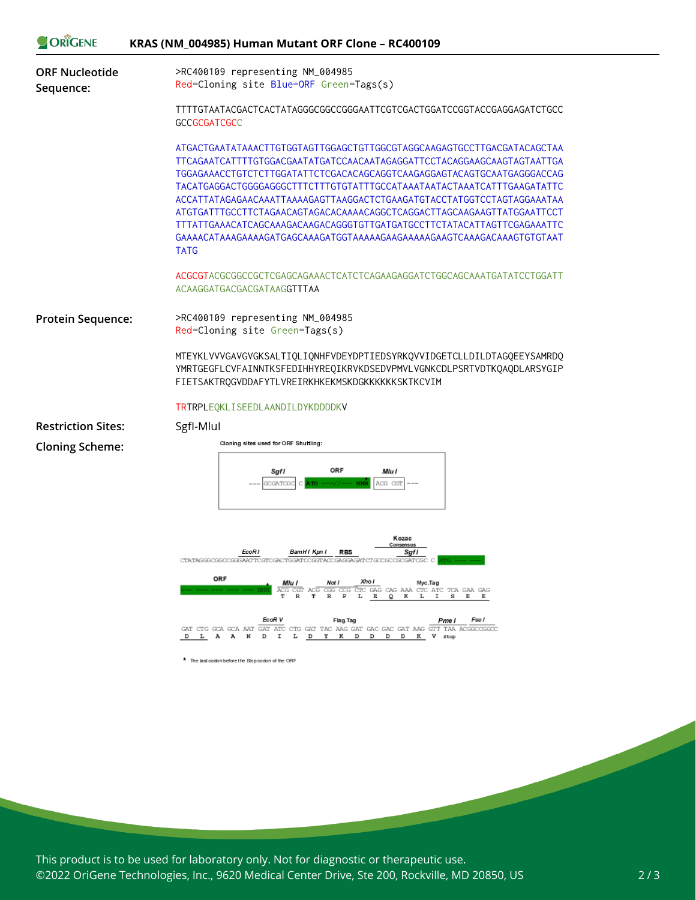## KRAS (NM_004985) Human Mutant ORF Clone – RC400109

**ORF Nucleotide Sequence:**

```
>RC400109 representing NM_004985
Red=Cloning site Blue=ORF Green=Tags(s)

TTTTGTAATACGACTCACTATAGGGCGGCCGGGAATTCGTCGACTGGATCCGGTACCGAGGAGATCTGCC
GCCGCGATCGCC

ATGACTGAATATAAACTTGTGGTAGTTGGAGCTGTTGGCGTAGGCAAGAGTGCCTTGACGATACAGCTAA
TTCAGAATCATTTTGTGGACGAATATGATCCAACAATAGAGGATTCCTACAGGAAGCAAGTAGTAATTGA
TGGAGAAACCTGTCTCTTGGATATTCTCGACACAGCAGGTCAAGAGGAGTACAGTGCAATGAGGGACCAG
TACATGAGGACTGGGGAGGGCTTTCTTTGTGTATTTGCCATAAATAATACTAAATCATTTGAAGATATTC
ACCATTATAGAGAACAAATTAAAAGAGTTAAGGACTCTGAAGATGTACCTATGGTCCTAGTAGGAAATAA
ATGTGATTTGCCTTCTAGAACAGTAGACACAAAACAGGCTCAGGACTTAGCAAGAAGTTATGGAATTCCT
TTTATTGAAACATCAGCAAAGACAAGACAGGGTGTTGATGATGCCTTCTATACATTAGTTCGAGAAATTC
GAAAACATAAAGAAAAGATGAGCAAAGATGGTAAAAAGAAGAAAAAGAAGTCAAAGACAAAGTGTGTAAT
TATG

ACGCGTACGCGGCCGCTCGAGCAGAAACTCATCTCAGAAGAGGATCTGGCAGCAAATGATATCCTGGATT
ACAAGGATGACGACGATAAGGTTTAA
```

**Protein Sequence:**

```
>RC400109 representing NM_004985
Red=Cloning site Green=Tags(s)

MTEYKLVVVGAVGVGKSALTIQLIQNHFVDEYDPTIEDSYRKQVVIDGETCLLDILDTAGQEEYSAMRDQ
YMRTGEGFLCVFAINNTKSFEDIHHYREQIKRVKDSEDVPMVLVGNKCDLPSRTVDTKQAQDLARSYGIP
FIETSAKTRQGVDDAFYTLVREIRKHKEKMSKDGKKKKKKSKTKCVIM

TRTRPLEQKLISEEDLAANDILDYKDDDDKV
```

**Restriction Sites:** SgfI-MluI

**Cloning Scheme:**

Cloning sites used for ORF Shuttling:

```
--- GCGATCGC C ATG ---//--- NNN* ACG CGT ---
     SgfI         ORF            MluI
```

```
CTATAGGGCGGCCGGGAATTCGTCGACTGGATCCGGTACCGAGGAGATCTGCCGCCGCGATCGC C ATG --- ---
              EcoR I          BamH I Kpn I   RBS     Kozac Consensus  SgfI

--- --- --- --- --- NNN*  ACG CGT ACG CGG CCG CTC GAG CAG AAA CTC ATC TCA GAA GAG
          ORF             MluI        Not I     Xho I       Myc.Tag
                           T   R   T   R   P   L   E   Q   K   L   I   S   E   E

GAT CTG GCA GCA AAT GAT ATC CTG GAT TAC AAG GAT GAC GAC GAT AAG GTT TAA ACGGCCGGCC
                    EcoR V          Flag.Tag                    Pme I     Fse I
 D   L   A   A   N   D   I   L   D   Y   K   D   D   D   D   K   V  Stop
```

\* The last codon before the Stop codon of the ORF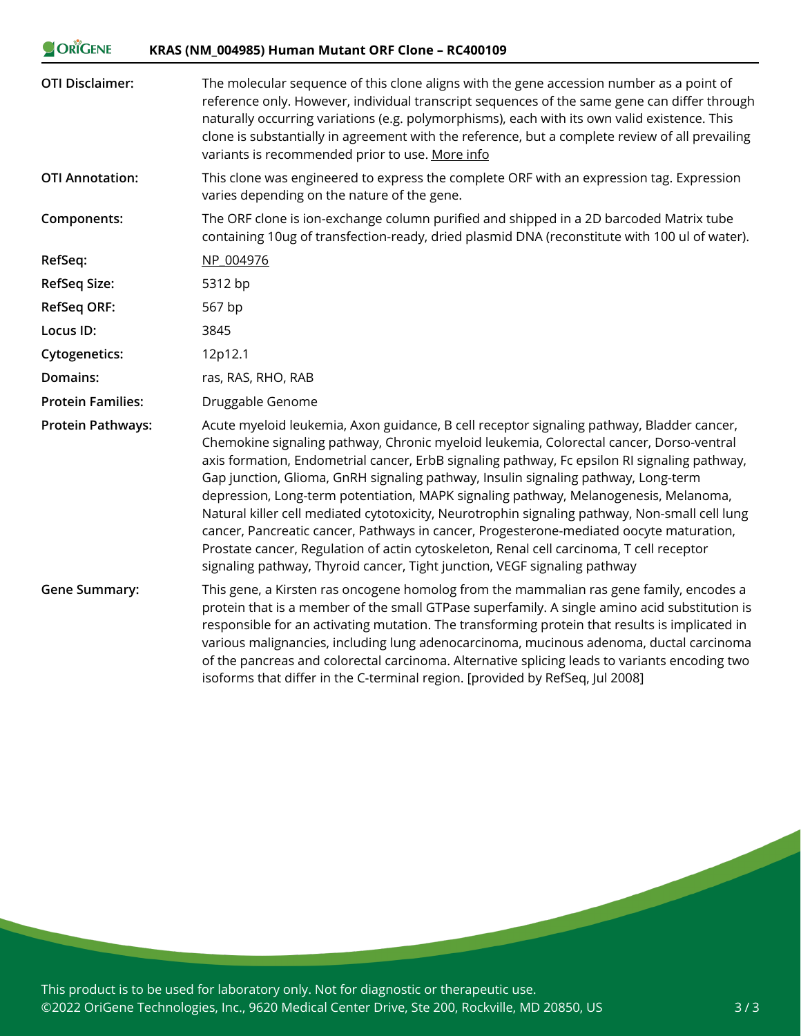| | |
|---|---|
| **OTI Disclaimer:** | The molecular sequence of this clone aligns with the gene accession number as a point of reference only. However, individual transcript sequences of the same gene can differ through naturally occurring variations (e.g. polymorphisms), each with its own valid existence. This clone is substantially in agreement with the reference, but a complete review of all prevailing variants is recommended prior to use. More info |
| **OTI Annotation:** | This clone was engineered to express the complete ORF with an expression tag. Expression varies depending on the nature of the gene. |
| **Components:** | The ORF clone is ion-exchange column purified and shipped in a 2D barcoded Matrix tube containing 10ug of transfection-ready, dried plasmid DNA (reconstitute with 100 ul of water). |
| **RefSeq:** | NP_004976 |
| **RefSeq Size:** | 5312 bp |
| **RefSeq ORF:** | 567 bp |
| **Locus ID:** | 3845 |
| **Cytogenetics:** | 12p12.1 |
| **Domains:** | ras, RAS, RHO, RAB |
| **Protein Families:** | Druggable Genome |
| **Protein Pathways:** | Acute myeloid leukemia, Axon guidance, B cell receptor signaling pathway, Bladder cancer, Chemokine signaling pathway, Chronic myeloid leukemia, Colorectal cancer, Dorso-ventral axis formation, Endometrial cancer, ErbB signaling pathway, Fc epsilon RI signaling pathway, Gap junction, Glioma, GnRH signaling pathway, Insulin signaling pathway, Long-term depression, Long-term potentiation, MAPK signaling pathway, Melanogenesis, Melanoma, Natural killer cell mediated cytotoxicity, Neurotrophin signaling pathway, Non-small cell lung cancer, Pancreatic cancer, Pathways in cancer, Progesterone-mediated oocyte maturation, Prostate cancer, Regulation of actin cytoskeleton, Renal cell carcinoma, T cell receptor signaling pathway, Thyroid cancer, Tight junction, VEGF signaling pathway |
| **Gene Summary:** | This gene, a Kirsten ras oncogene homolog from the mammalian ras gene family, encodes a protein that is a member of the small GTPase superfamily. A single amino acid substitution is responsible for an activating mutation. The transforming protein that results is implicated in various malignancies, including lung adenocarcinoma, mucinous adenoma, ductal carcinoma of the pancreas and colorectal carcinoma. Alternative splicing leads to variants encoding two isoforms that differ in the C-terminal region. [provided by RefSeq, Jul 2008] |